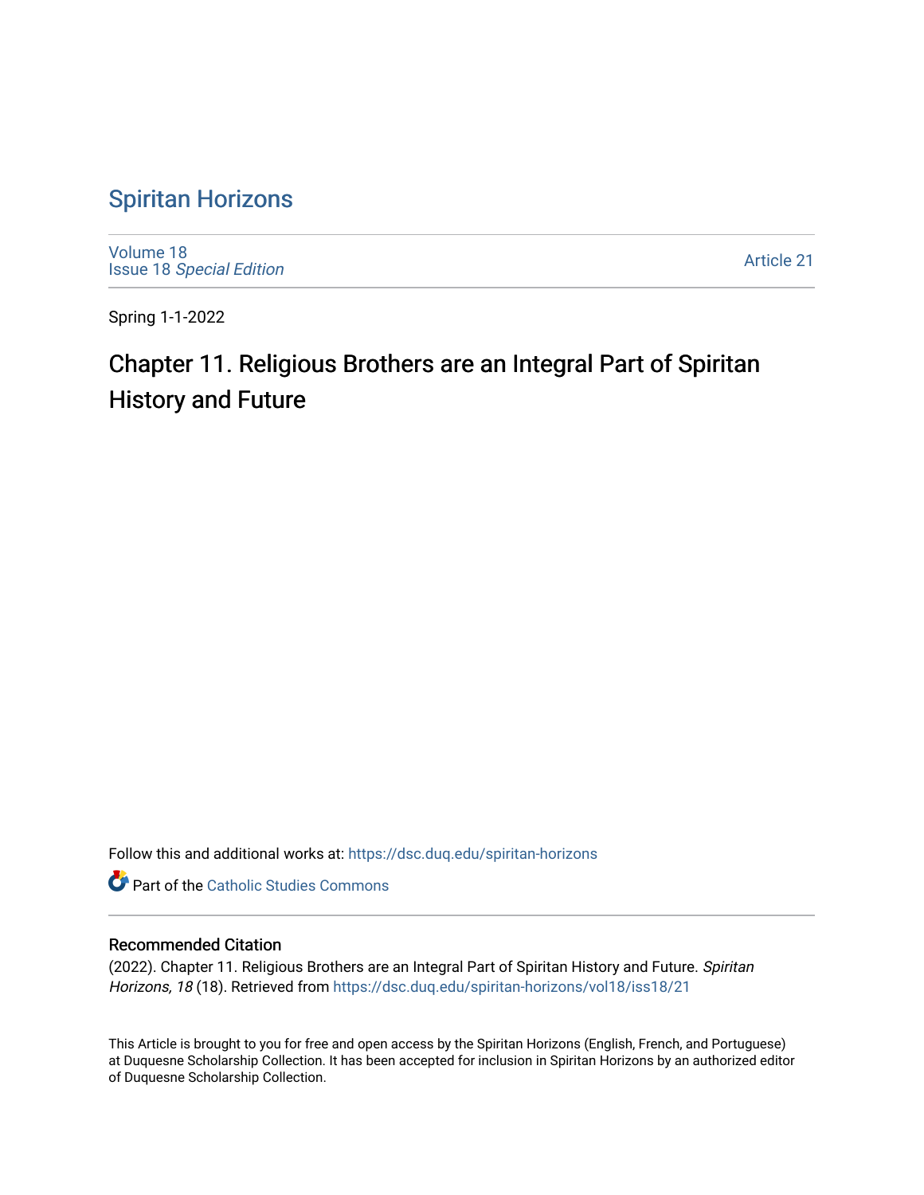# Spiritan Horizons

Volume 18
Issue 18 *Special Edition*

Article 21

Spring 1-1-2022

## Chapter 11. Religious Brothers are an Integral Part of Spiritan History and Future

Follow this and additional works at: https://dsc.duq.edu/spiritan-horizons

Part of the Catholic Studies Commons

### Recommended Citation

(2022). Chapter 11. Religious Brothers are an Integral Part of Spiritan History and Future. *Spiritan Horizons, 18* (18). Retrieved from https://dsc.duq.edu/spiritan-horizons/vol18/iss18/21

This Article is brought to you for free and open access by the Spiritan Horizons (English, French, and Portuguese) at Duquesne Scholarship Collection. It has been accepted for inclusion in Spiritan Horizons by an authorized editor of Duquesne Scholarship Collection.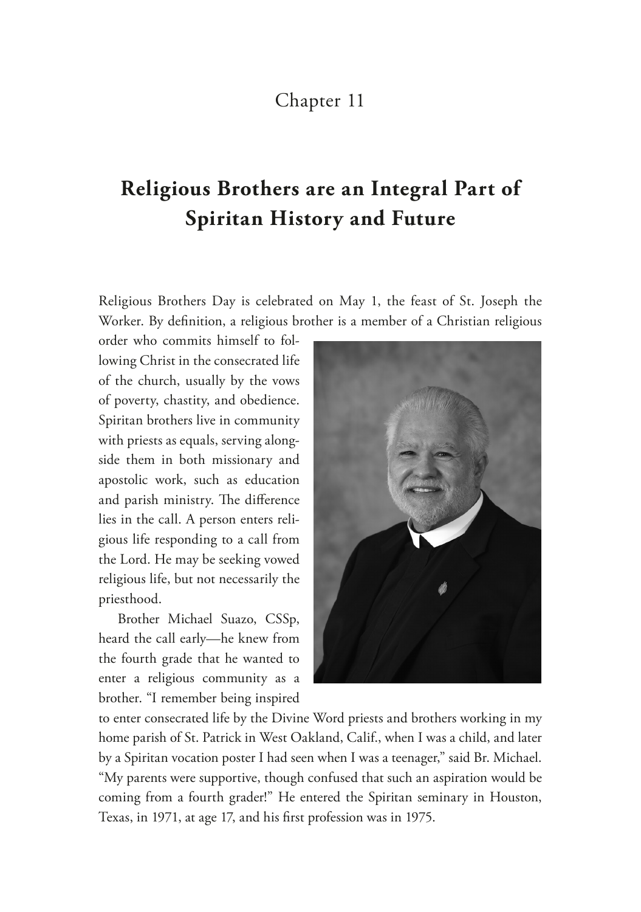# Chapter 11

## Religious Brothers are an Integral Part of Spiritan History and Future

Religious Brothers Day is celebrated on May 1, the feast of St. Joseph the Worker. By definition, a religious brother is a member of a Christian religious order who commits himself to following Christ in the consecrated life of the church, usually by the vows of poverty, chastity, and obedience. Spiritan brothers live in community with priests as equals, serving alongside them in both missionary and apostolic work, such as education and parish ministry. The difference lies in the call. A person enters religious life responding to a call from the Lord. He may be seeking vowed religious life, but not necessarily the priesthood.

Brother Michael Suazo, CSSp, heard the call early—he knew from the fourth grade that he wanted to enter a religious community as a brother. "I remember being inspired to enter consecrated life by the Divine Word priests and brothers working in my home parish of St. Patrick in West Oakland, Calif., when I was a child, and later by a Spiritan vocation poster I had seen when I was a teenager," said Br. Michael. "My parents were supportive, though confused that such an aspiration would be coming from a fourth grader!" He entered the Spiritan seminary in Houston, Texas, in 1971, at age 17, and his first profession was in 1975.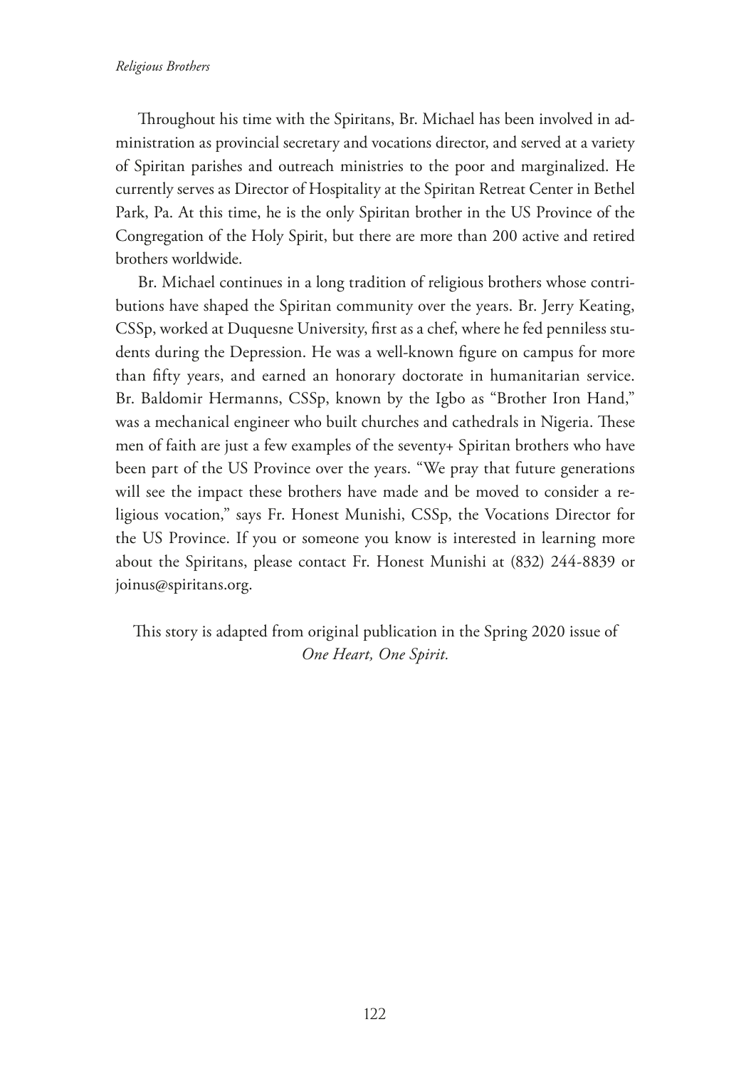Throughout his time with the Spiritans, Br. Michael has been involved in administration as provincial secretary and vocations director, and served at a variety of Spiritan parishes and outreach ministries to the poor and marginalized. He currently serves as Director of Hospitality at the Spiritan Retreat Center in Bethel Park, Pa. At this time, he is the only Spiritan brother in the US Province of the Congregation of the Holy Spirit, but there are more than 200 active and retired brothers worldwide.

Br. Michael continues in a long tradition of religious brothers whose contributions have shaped the Spiritan community over the years. Br. Jerry Keating, CSSp, worked at Duquesne University, first as a chef, where he fed penniless students during the Depression. He was a well-known figure on campus for more than fifty years, and earned an honorary doctorate in humanitarian service. Br. Baldomir Hermanns, CSSp, known by the Igbo as "Brother Iron Hand," was a mechanical engineer who built churches and cathedrals in Nigeria. These men of faith are just a few examples of the seventy+ Spiritan brothers who have been part of the US Province over the years. "We pray that future generations will see the impact these brothers have made and be moved to consider a religious vocation," says Fr. Honest Munishi, CSSp, the Vocations Director for the US Province. If you or someone you know is interested in learning more about the Spiritans, please contact Fr. Honest Munishi at (832) 244-8839 or joinus@spiritans.org.

This story is adapted from original publication in the Spring 2020 issue of *One Heart, One Spirit.*